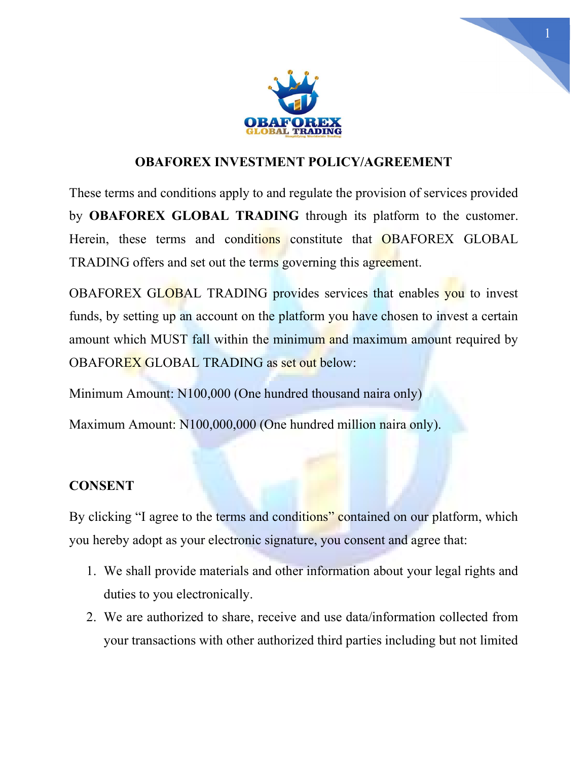# OBAFOREX INVESTMENT POLICY/AGREEMENT

These terms and conditions apply to and regulate the provision of services provided by **OBAFOREX GLOBAL TRADING** through its platform to the customer. Herein, these terms and conditions constitute that OBAFOREX GLOBAL TRADING offers and set out the terms governing this agreement.

OBAFOREX GLOBAL TRADING provides services that enables you to invest funds, by setting up an account on the platform you have chosen to invest a certain amount which MUST fall within the minimum and maximum amount required by OBAFOREX GLOBAL TRADING as set out below:

Minimum Amount: N100,000 (One hundred thousand naira only)

Maximum Amount: N100,000,000 (One hundred million naira only).

## CONSENT

By clicking "I agree to the terms and conditions" contained on our platform, which you hereby adopt as your electronic signature, you consent and agree that:

1. We shall provide materials and other information about your legal rights and duties to you electronically.
2. We are authorized to share, receive and use data/information collected from your transactions with other authorized third parties including but not limited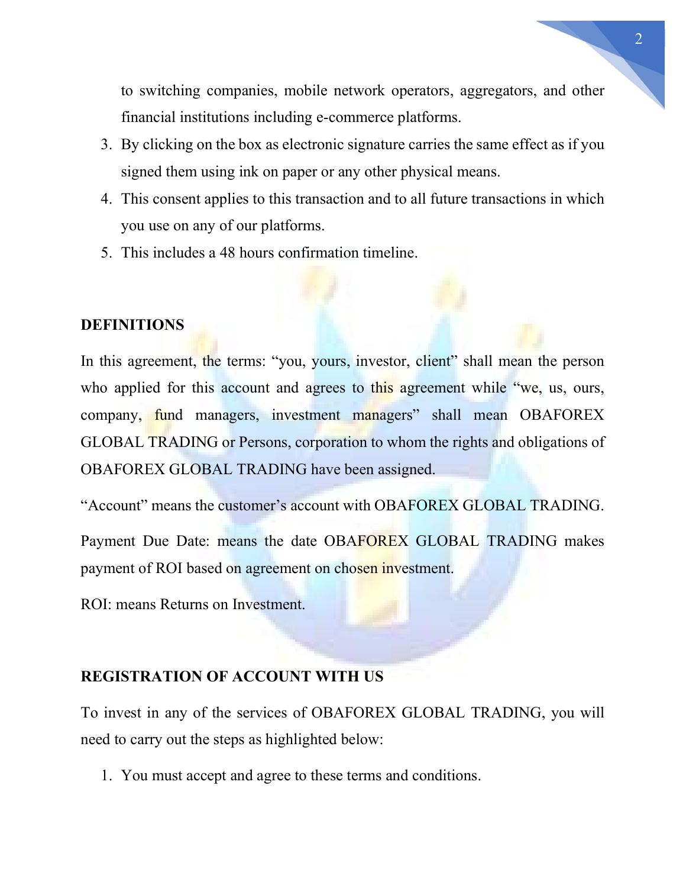to switching companies, mobile network operators, aggregators, and other financial institutions including e-commerce platforms.

3. By clicking on the box as electronic signature carries the same effect as if you signed them using ink on paper or any other physical means.
4. This consent applies to this transaction and to all future transactions in which you use on any of our platforms.
5. This includes a 48 hours confirmation timeline.

**DEFINITIONS**

In this agreement, the terms: “you, yours, investor, client” shall mean the person who applied for this account and agrees to this agreement while “we, us, ours, company, fund managers, investment managers” shall mean OBAFOREX GLOBAL TRADING or Persons, corporation to whom the rights and obligations of OBAFOREX GLOBAL TRADING have been assigned.

“Account” means the customer’s account with OBAFOREX GLOBAL TRADING.

Payment Due Date: means the date OBAFOREX GLOBAL TRADING makes payment of ROI based on agreement on chosen investment.

ROI: means Returns on Investment.

**REGISTRATION OF ACCOUNT WITH US**

To invest in any of the services of OBAFOREX GLOBAL TRADING, you will need to carry out the steps as highlighted below:

1. You must accept and agree to these terms and conditions.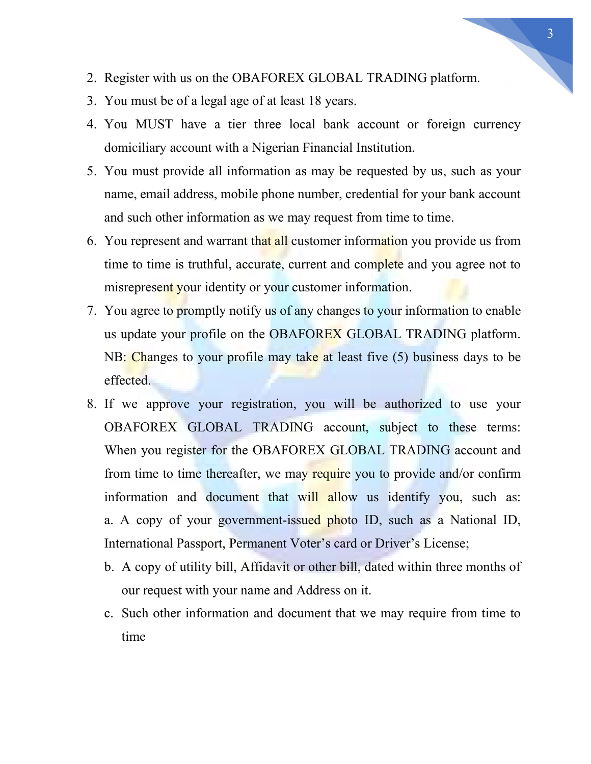2. Register with us on the OBAFOREX GLOBAL TRADING platform.
3. You must be of a legal age of at least 18 years.
4. You MUST have a tier three local bank account or foreign currency domiciliary account with a Nigerian Financial Institution.
5. You must provide all information as may be requested by us, such as your name, email address, mobile phone number, credential for your bank account and such other information as we may request from time to time.
6. You represent and warrant that all customer information you provide us from time to time is truthful, accurate, current and complete and you agree not to misrepresent your identity or your customer information.
7. You agree to promptly notify us of any changes to your information to enable us update your profile on the OBAFOREX GLOBAL TRADING platform. NB: Changes to your profile may take at least five (5) business days to be effected.
8. If we approve your registration, you will be authorized to use your OBAFOREX GLOBAL TRADING account, subject to these terms: When you register for the OBAFOREX GLOBAL TRADING account and from time to time thereafter, we may require you to provide and/or confirm information and document that will allow us identify you, such as:
   a. A copy of your government-issued photo ID, such as a National ID, International Passport, Permanent Voter's card or Driver's License;
   b. A copy of utility bill, Affidavit or other bill, dated within three months of our request with your name and Address on it.
   c. Such other information and document that we may require from time to time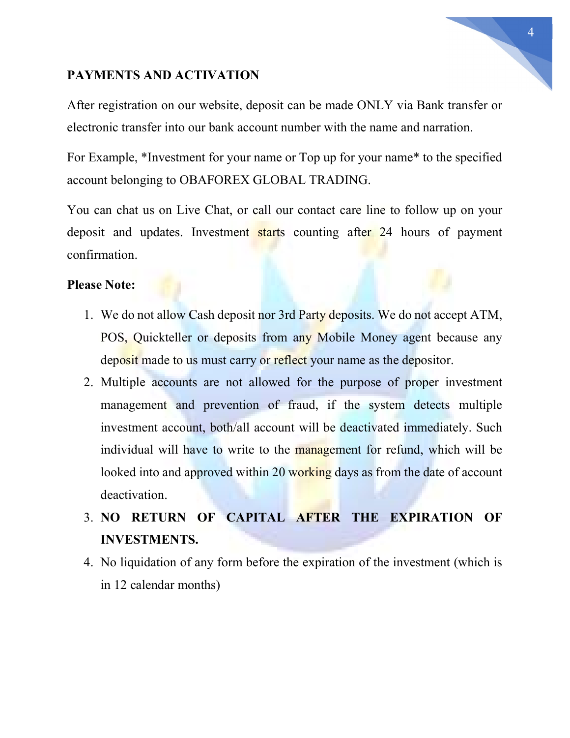**PAYMENTS AND ACTIVATION**

After registration on our website, deposit can be made ONLY via Bank transfer or electronic transfer into our bank account number with the name and narration.

For Example, *Investment for your name or Top up for your name* to the specified account belonging to OBAFOREX GLOBAL TRADING.

You can chat us on Live Chat, or call our contact care line to follow up on your deposit and updates. Investment starts counting after 24 hours of payment confirmation.

**Please Note:**

1. We do not allow Cash deposit nor 3rd Party deposits. We do not accept ATM, POS, Quickteller or deposits from any Mobile Money agent because any deposit made to us must carry or reflect your name as the depositor.
2. Multiple accounts are not allowed for the purpose of proper investment management and prevention of fraud, if the system detects multiple investment account, both/all account will be deactivated immediately. Such individual will have to write to the management for refund, which will be looked into and approved within 20 working days as from the date of account deactivation.
3. **NO RETURN OF CAPITAL AFTER THE EXPIRATION OF INVESTMENTS.**
4. No liquidation of any form before the expiration of the investment (which is in 12 calendar months)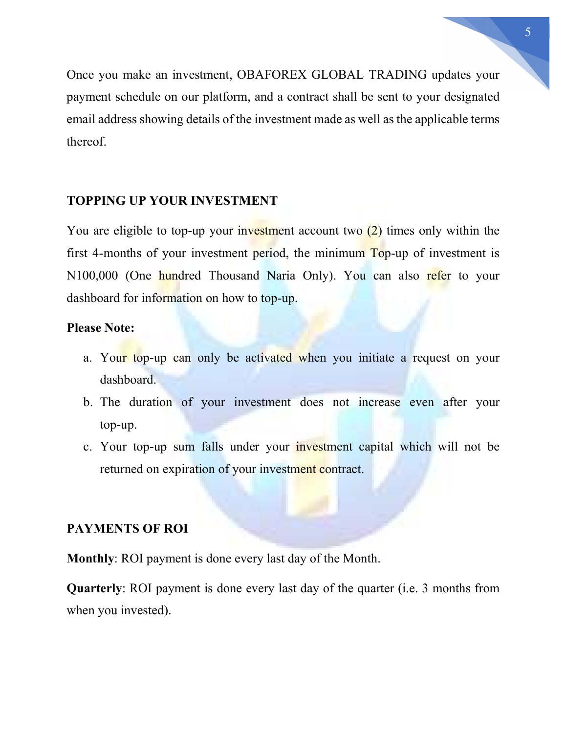Once you make an investment, OBAFOREX GLOBAL TRADING updates your payment schedule on our platform, and a contract shall be sent to your designated email address showing details of the investment made as well as the applicable terms thereof.

## TOPPING UP YOUR INVESTMENT

You are eligible to top-up your investment account two (2) times only within the first 4-months of your investment period, the minimum Top-up of investment is N100,000 (One hundred Thousand Naria Only). You can also refer to your dashboard for information on how to top-up.

**Please Note:**

a. Your top-up can only be activated when you initiate a request on your dashboard.
b. The duration of your investment does not increase even after your top-up.
c. Your top-up sum falls under your investment capital which will not be returned on expiration of your investment contract.

## PAYMENTS OF ROI

**Monthly**: ROI payment is done every last day of the Month.

**Quarterly**: ROI payment is done every last day of the quarter (i.e. 3 months from when you invested).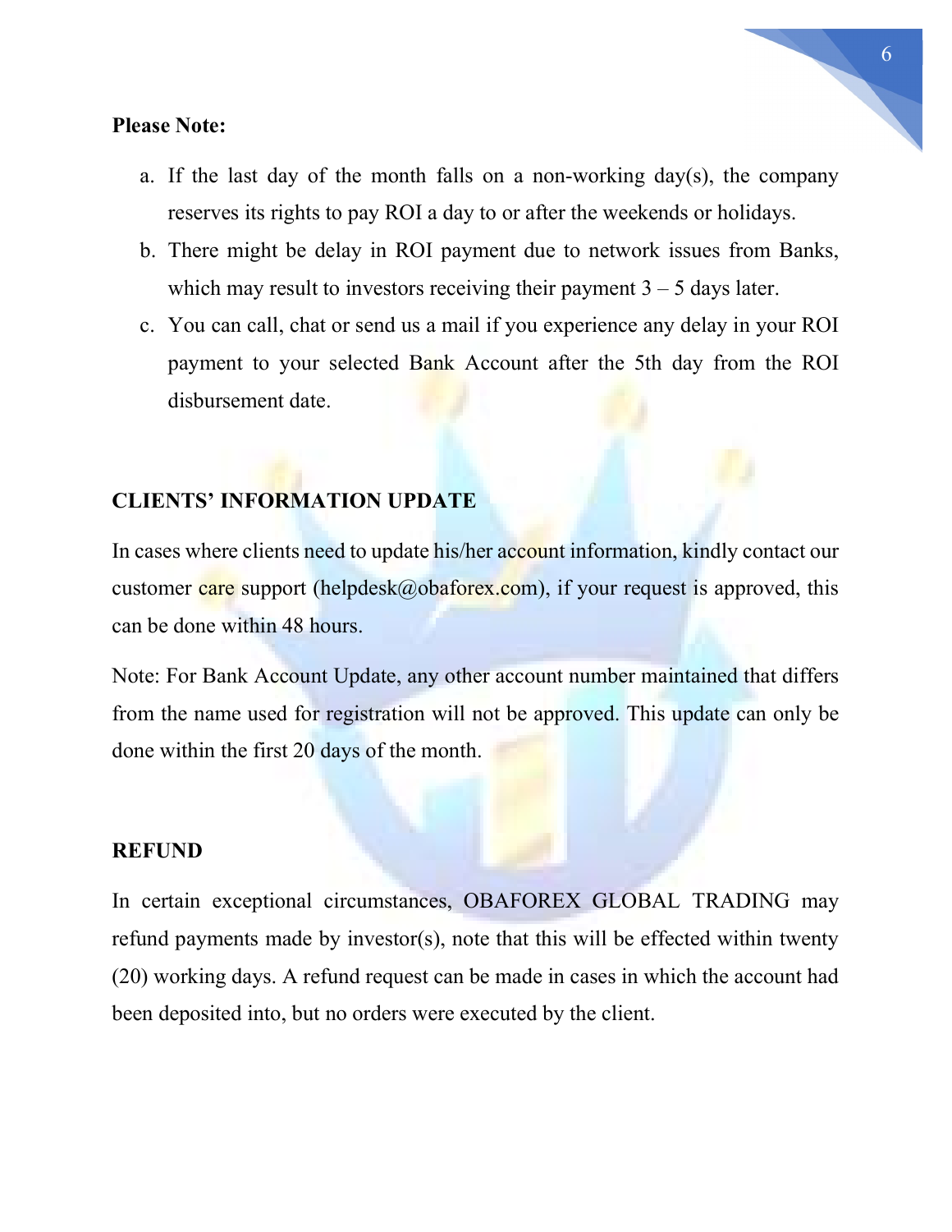**Please Note:**

a. If the last day of the month falls on a non-working day(s), the company reserves its rights to pay ROI a day to or after the weekends or holidays.
b. There might be delay in ROI payment due to network issues from Banks, which may result to investors receiving their payment 3 – 5 days later.
c. You can call, chat or send us a mail if you experience any delay in your ROI payment to your selected Bank Account after the 5th day from the ROI disbursement date.

## CLIENTS' INFORMATION UPDATE

In cases where clients need to update his/her account information, kindly contact our customer care support (helpdesk@obaforex.com), if your request is approved, this can be done within 48 hours.

Note: For Bank Account Update, any other account number maintained that differs from the name used for registration will not be approved. This update can only be done within the first 20 days of the month.

## REFUND

In certain exceptional circumstances, OBAFOREX GLOBAL TRADING may refund payments made by investor(s), note that this will be effected within twenty (20) working days. A refund request can be made in cases in which the account had been deposited into, but no orders were executed by the client.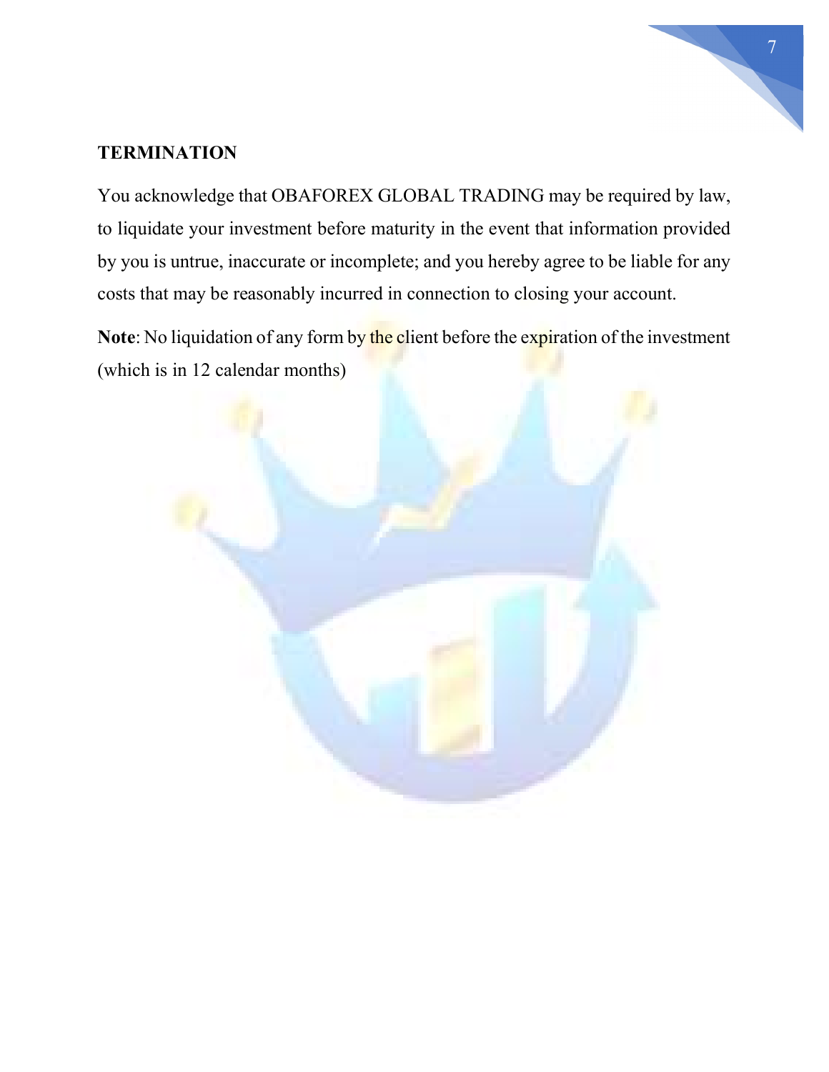## TERMINATION

You acknowledge that OBAFOREX GLOBAL TRADING may be required by law, to liquidate your investment before maturity in the event that information provided by you is untrue, inaccurate or incomplete; and you hereby agree to be liable for any costs that may be reasonably incurred in connection to closing your account.

**Note**: No liquidation of any form by the client before the expiration of the investment (which is in 12 calendar months)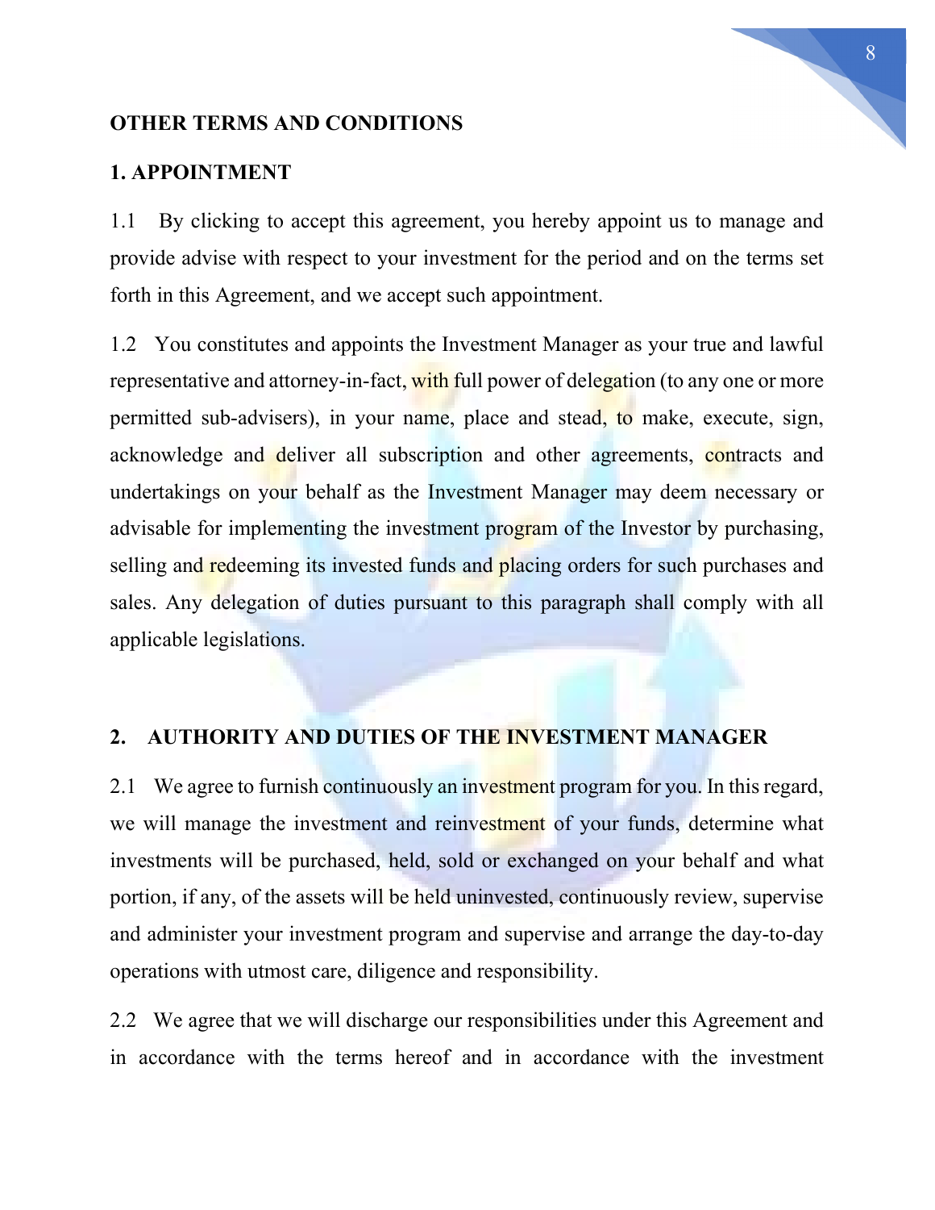## OTHER TERMS AND CONDITIONS

### 1. APPOINTMENT

1.1 By clicking to accept this agreement, you hereby appoint us to manage and provide advise with respect to your investment for the period and on the terms set forth in this Agreement, and we accept such appointment.

1.2 You constitutes and appoints the Investment Manager as your true and lawful representative and attorney-in-fact, with full power of delegation (to any one or more permitted sub-advisers), in your name, place and stead, to make, execute, sign, acknowledge and deliver all subscription and other agreements, contracts and undertakings on your behalf as the Investment Manager may deem necessary or advisable for implementing the investment program of the Investor by purchasing, selling and redeeming its invested funds and placing orders for such purchases and sales. Any delegation of duties pursuant to this paragraph shall comply with all applicable legislations.

### 2. AUTHORITY AND DUTIES OF THE INVESTMENT MANAGER

2.1 We agree to furnish continuously an investment program for you. In this regard, we will manage the investment and reinvestment of your funds, determine what investments will be purchased, held, sold or exchanged on your behalf and what portion, if any, of the assets will be held uninvested, continuously review, supervise and administer your investment program and supervise and arrange the day-to-day operations with utmost care, diligence and responsibility.

2.2 We agree that we will discharge our responsibilities under this Agreement and in accordance with the terms hereof and in accordance with the investment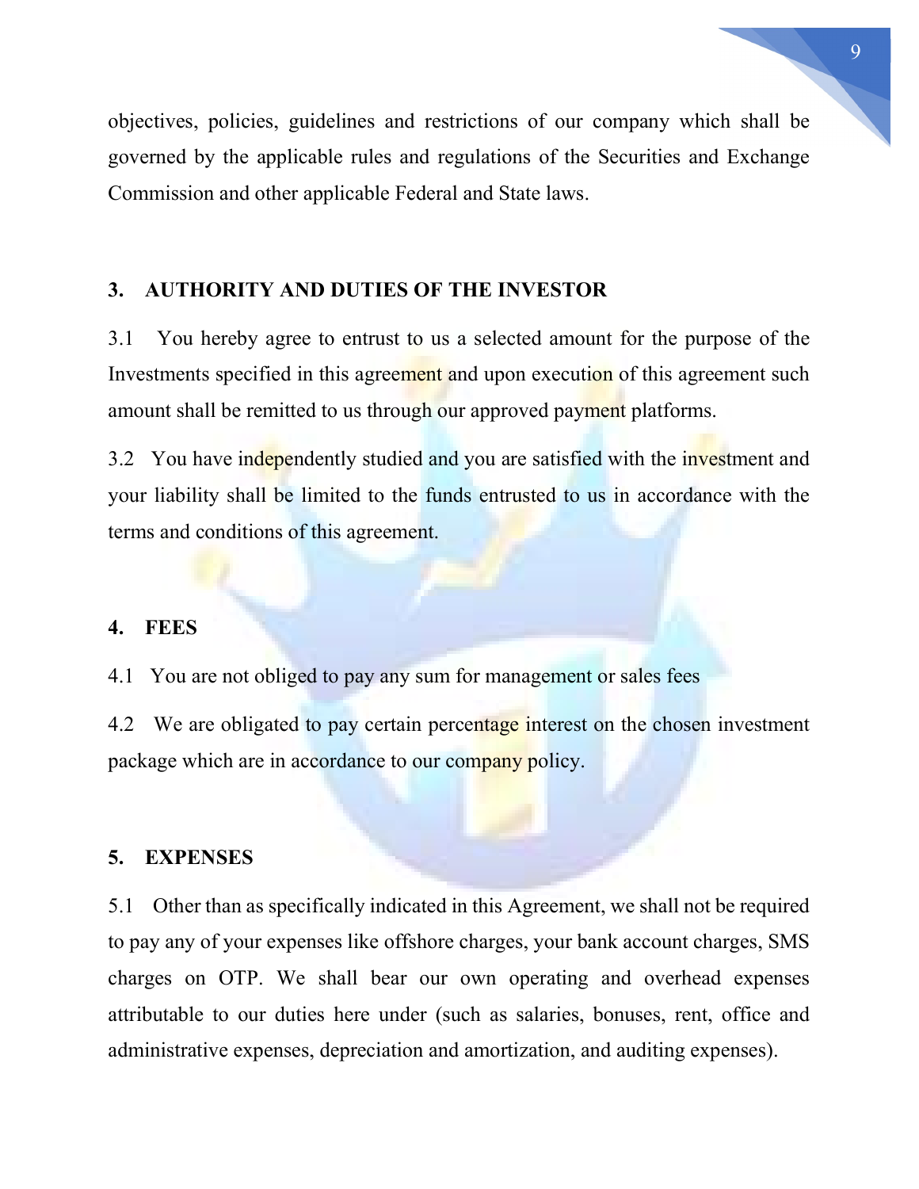objectives, policies, guidelines and restrictions of our company which shall be governed by the applicable rules and regulations of the Securities and Exchange Commission and other applicable Federal and State laws.

## 3. AUTHORITY AND DUTIES OF THE INVESTOR

3.1 You hereby agree to entrust to us a selected amount for the purpose of the Investments specified in this agreement and upon execution of this agreement such amount shall be remitted to us through our approved payment platforms.

3.2 You have independently studied and you are satisfied with the investment and your liability shall be limited to the funds entrusted to us in accordance with the terms and conditions of this agreement.

## 4. FEES

4.1 You are not obliged to pay any sum for management or sales fees

4.2 We are obligated to pay certain percentage interest on the chosen investment package which are in accordance to our company policy.

## 5. EXPENSES

5.1 Other than as specifically indicated in this Agreement, we shall not be required to pay any of your expenses like offshore charges, your bank account charges, SMS charges on OTP. We shall bear our own operating and overhead expenses attributable to our duties here under (such as salaries, bonuses, rent, office and administrative expenses, depreciation and amortization, and auditing expenses).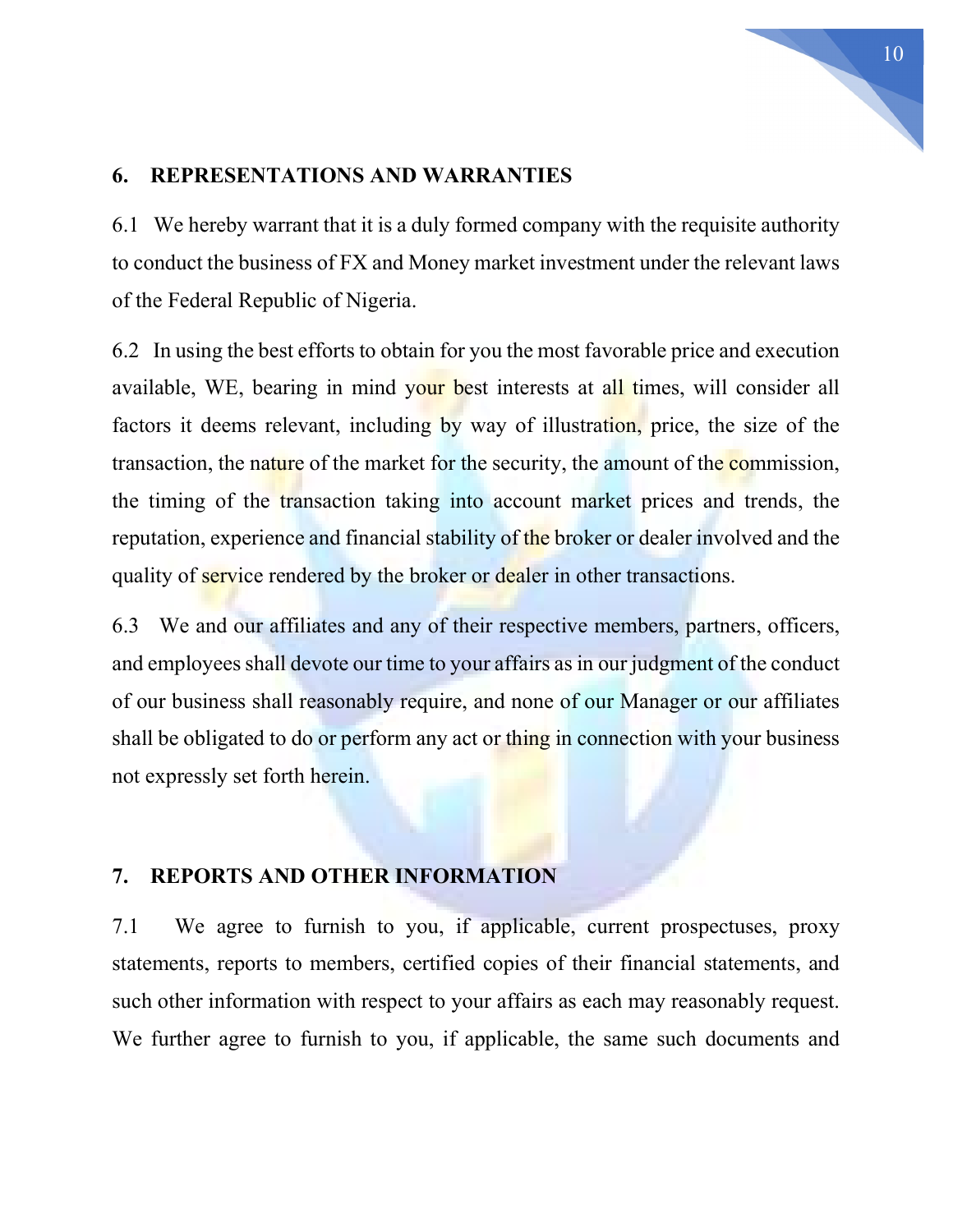## 6. REPRESENTATIONS AND WARRANTIES

6.1 We hereby warrant that it is a duly formed company with the requisite authority to conduct the business of FX and Money market investment under the relevant laws of the Federal Republic of Nigeria.

6.2 In using the best efforts to obtain for you the most favorable price and execution available, WE, bearing in mind your best interests at all times, will consider all factors it deems relevant, including by way of illustration, price, the size of the transaction, the nature of the market for the security, the amount of the commission, the timing of the transaction taking into account market prices and trends, the reputation, experience and financial stability of the broker or dealer involved and the quality of service rendered by the broker or dealer in other transactions.

6.3 We and our affiliates and any of their respective members, partners, officers, and employees shall devote our time to your affairs as in our judgment of the conduct of our business shall reasonably require, and none of our Manager or our affiliates shall be obligated to do or perform any act or thing in connection with your business not expressly set forth herein.

## 7. REPORTS AND OTHER INFORMATION

7.1 We agree to furnish to you, if applicable, current prospectuses, proxy statements, reports to members, certified copies of their financial statements, and such other information with respect to your affairs as each may reasonably request. We further agree to furnish to you, if applicable, the same such documents and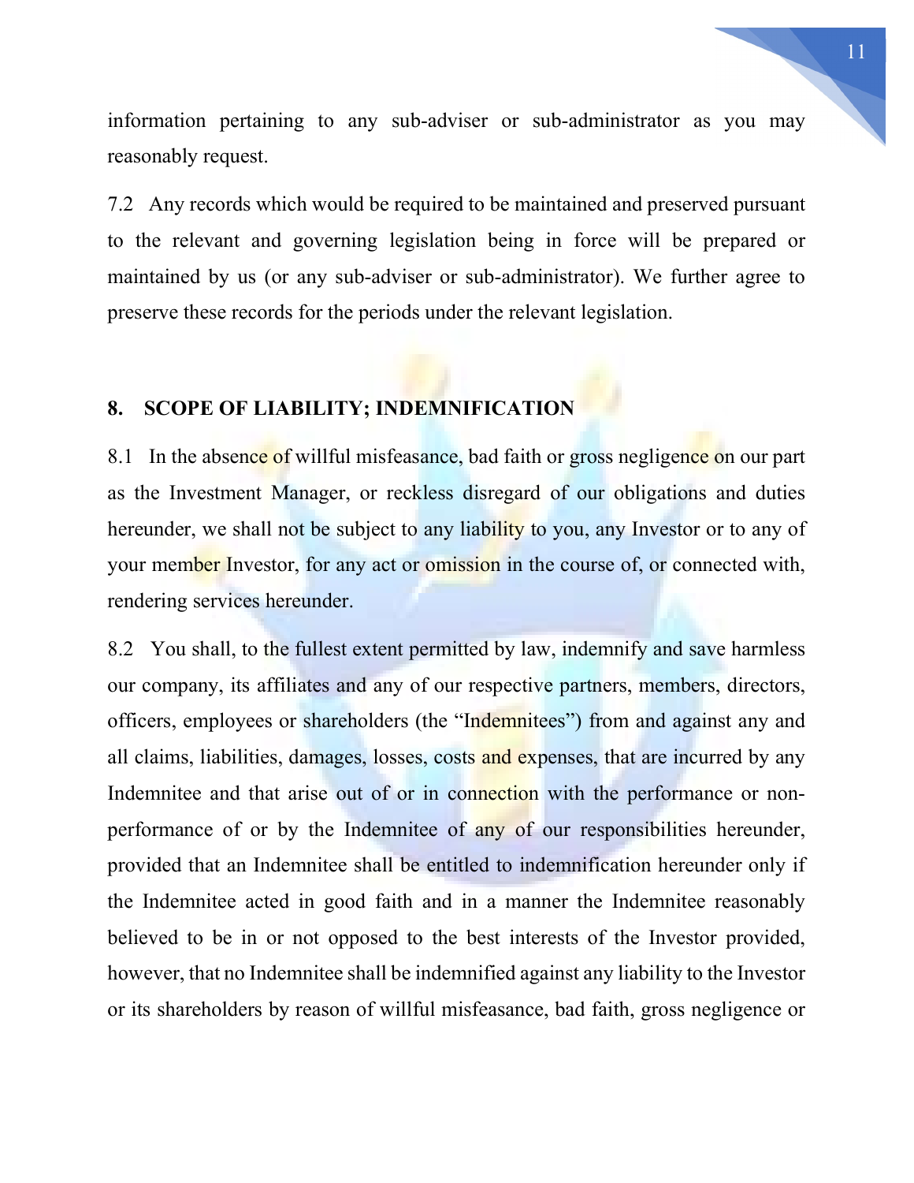information pertaining to any sub-adviser or sub-administrator as you may reasonably request.

7.2 Any records which would be required to be maintained and preserved pursuant to the relevant and governing legislation being in force will be prepared or maintained by us (or any sub-adviser or sub-administrator). We further agree to preserve these records for the periods under the relevant legislation.

## 8. SCOPE OF LIABILITY; INDEMNIFICATION

8.1 In the absence of willful misfeasance, bad faith or gross negligence on our part as the Investment Manager, or reckless disregard of our obligations and duties hereunder, we shall not be subject to any liability to you, any Investor or to any of your member Investor, for any act or omission in the course of, or connected with, rendering services hereunder.

8.2 You shall, to the fullest extent permitted by law, indemnify and save harmless our company, its affiliates and any of our respective partners, members, directors, officers, employees or shareholders (the "Indemnitees") from and against any and all claims, liabilities, damages, losses, costs and expenses, that are incurred by any Indemnitee and that arise out of or in connection with the performance or non-performance of or by the Indemnitee of any of our responsibilities hereunder, provided that an Indemnitee shall be entitled to indemnification hereunder only if the Indemnitee acted in good faith and in a manner the Indemnitee reasonably believed to be in or not opposed to the best interests of the Investor provided, however, that no Indemnitee shall be indemnified against any liability to the Investor or its shareholders by reason of willful misfeasance, bad faith, gross negligence or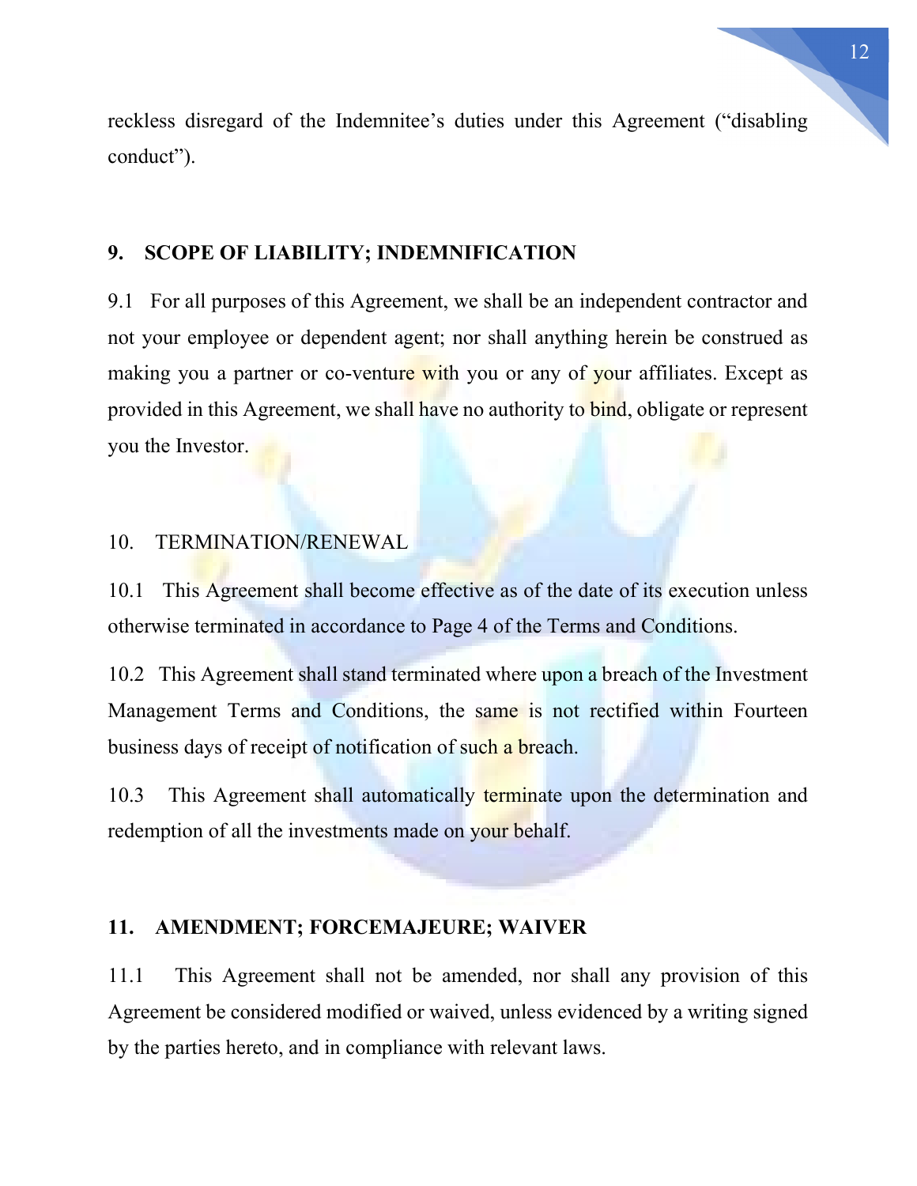reckless disregard of the Indemnitee's duties under this Agreement ("disabling conduct").

## 9. SCOPE OF LIABILITY; INDEMNIFICATION

9.1 For all purposes of this Agreement, we shall be an independent contractor and not your employee or dependent agent; nor shall anything herein be construed as making you a partner or co-venture with you or any of your affiliates. Except as provided in this Agreement, we shall have no authority to bind, obligate or represent you the Investor.

## 10. TERMINATION/RENEWAL

10.1 This Agreement shall become effective as of the date of its execution unless otherwise terminated in accordance to Page 4 of the Terms and Conditions.

10.2 This Agreement shall stand terminated where upon a breach of the Investment Management Terms and Conditions, the same is not rectified within Fourteen business days of receipt of notification of such a breach.

10.3 This Agreement shall automatically terminate upon the determination and redemption of all the investments made on your behalf.

## 11. AMENDMENT; FORCEMAJEURE; WAIVER

11.1 This Agreement shall not be amended, nor shall any provision of this Agreement be considered modified or waived, unless evidenced by a writing signed by the parties hereto, and in compliance with relevant laws.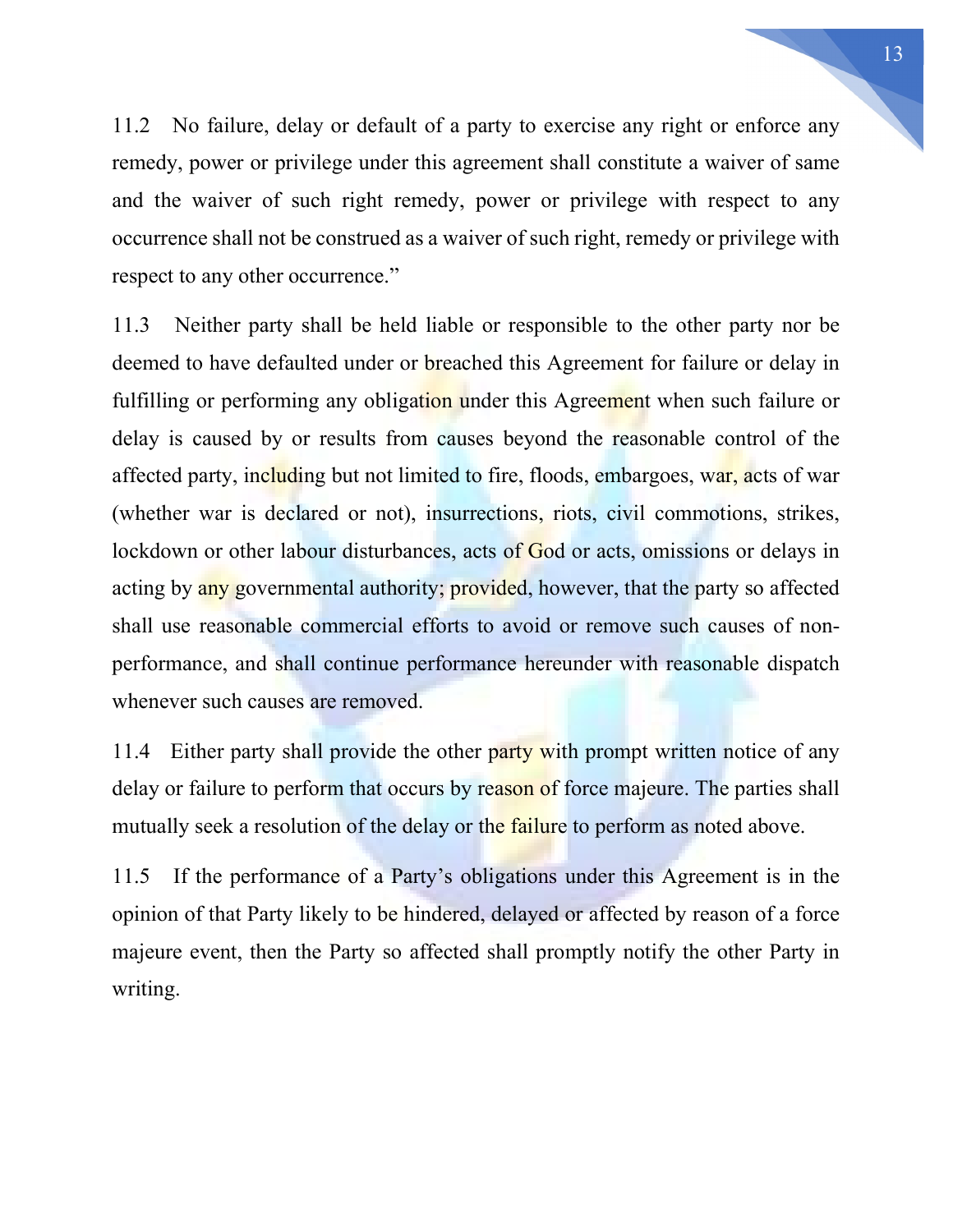11.2 No failure, delay or default of a party to exercise any right or enforce any remedy, power or privilege under this agreement shall constitute a waiver of same and the waiver of such right remedy, power or privilege with respect to any occurrence shall not be construed as a waiver of such right, remedy or privilege with respect to any other occurrence."

11.3 Neither party shall be held liable or responsible to the other party nor be deemed to have defaulted under or breached this Agreement for failure or delay in fulfilling or performing any obligation under this Agreement when such failure or delay is caused by or results from causes beyond the reasonable control of the affected party, including but not limited to fire, floods, embargoes, war, acts of war (whether war is declared or not), insurrections, riots, civil commotions, strikes, lockdown or other labour disturbances, acts of God or acts, omissions or delays in acting by any governmental authority; provided, however, that the party so affected shall use reasonable commercial efforts to avoid or remove such causes of non-performance, and shall continue performance hereunder with reasonable dispatch whenever such causes are removed.

11.4 Either party shall provide the other party with prompt written notice of any delay or failure to perform that occurs by reason of force majeure. The parties shall mutually seek a resolution of the delay or the failure to perform as noted above.

11.5 If the performance of a Party's obligations under this Agreement is in the opinion of that Party likely to be hindered, delayed or affected by reason of a force majeure event, then the Party so affected shall promptly notify the other Party in writing.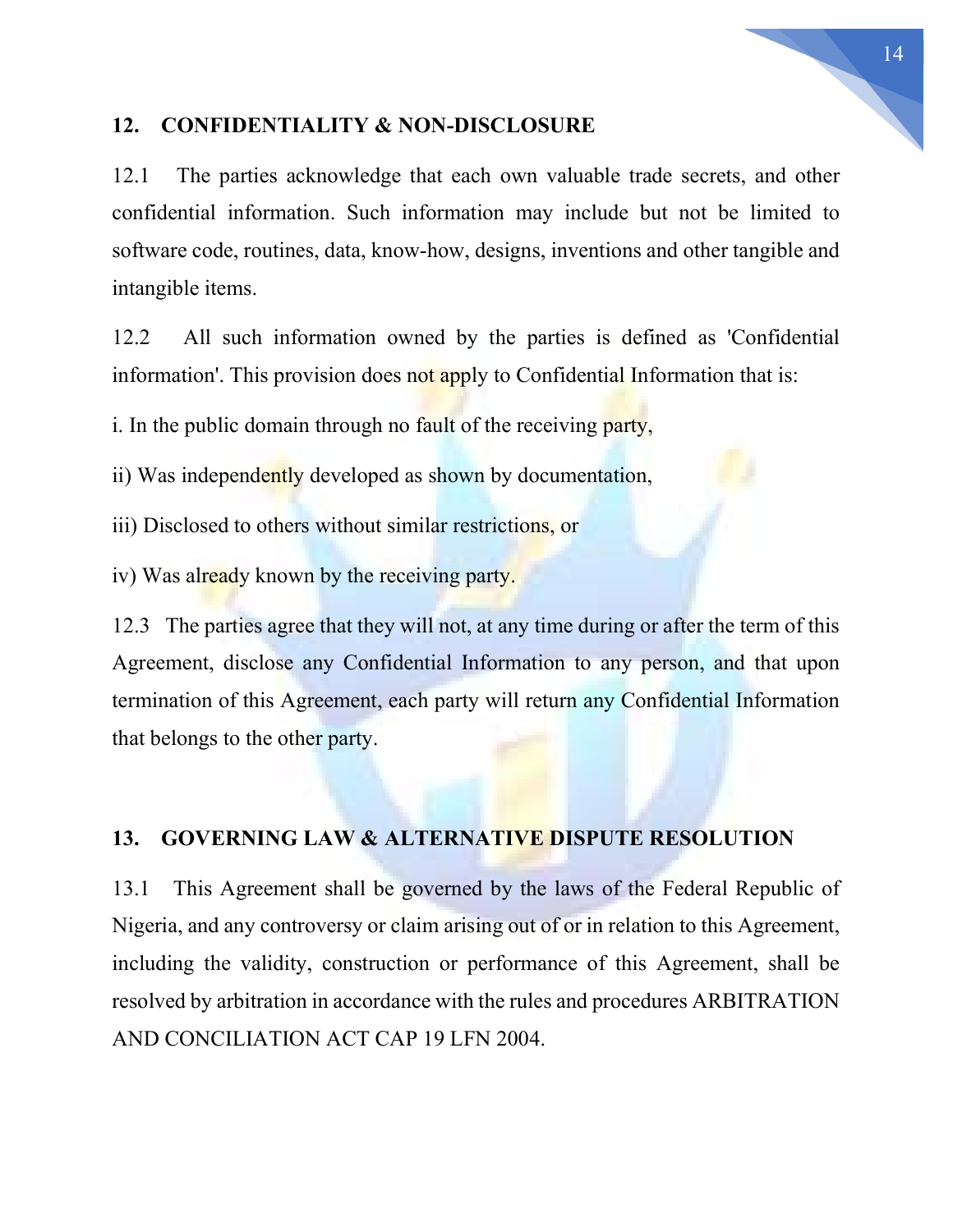## 12. CONFIDENTIALITY & NON-DISCLOSURE

12.1 The parties acknowledge that each own valuable trade secrets, and other confidential information. Such information may include but not be limited to software code, routines, data, know-how, designs, inventions and other tangible and intangible items.

12.2 All such information owned by the parties is defined as 'Confidential information'. This provision does not apply to Confidential Information that is:

i. In the public domain through no fault of the receiving party,

ii) Was independently developed as shown by documentation,

iii) Disclosed to others without similar restrictions, or

iv) Was already known by the receiving party.

12.3 The parties agree that they will not, at any time during or after the term of this Agreement, disclose any Confidential Information to any person, and that upon termination of this Agreement, each party will return any Confidential Information that belongs to the other party.

## 13. GOVERNING LAW & ALTERNATIVE DISPUTE RESOLUTION

13.1 This Agreement shall be governed by the laws of the Federal Republic of Nigeria, and any controversy or claim arising out of or in relation to this Agreement, including the validity, construction or performance of this Agreement, shall be resolved by arbitration in accordance with the rules and procedures ARBITRATION AND CONCILIATION ACT CAP 19 LFN 2004.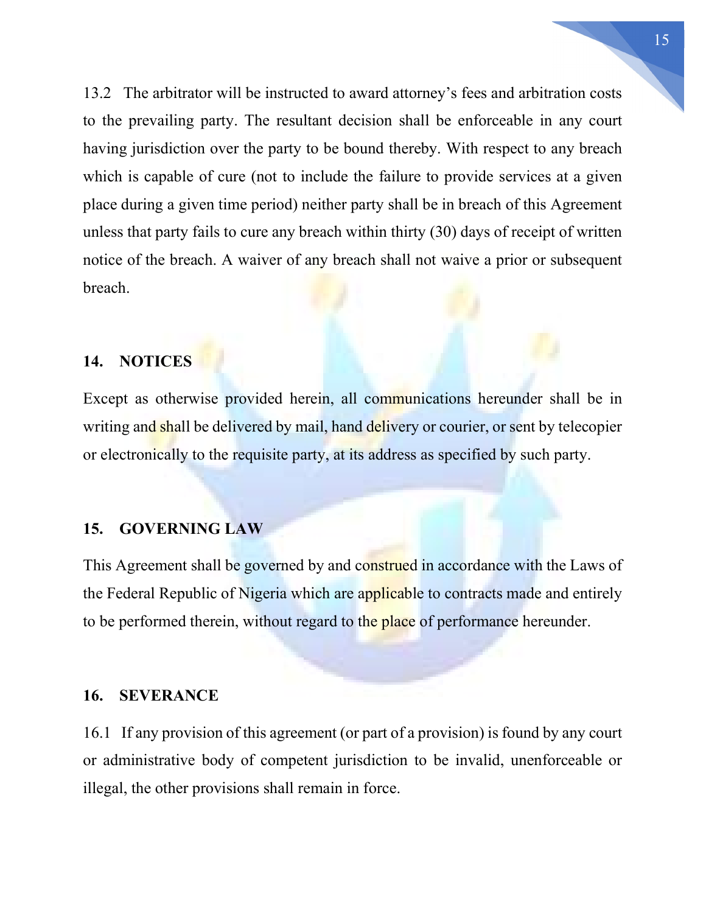13.2 The arbitrator will be instructed to award attorney's fees and arbitration costs to the prevailing party. The resultant decision shall be enforceable in any court having jurisdiction over the party to be bound thereby. With respect to any breach which is capable of cure (not to include the failure to provide services at a given place during a given time period) neither party shall be in breach of this Agreement unless that party fails to cure any breach within thirty (30) days of receipt of written notice of the breach. A waiver of any breach shall not waive a prior or subsequent breach.

## 14. NOTICES

Except as otherwise provided herein, all communications hereunder shall be in writing and shall be delivered by mail, hand delivery or courier, or sent by telecopier or electronically to the requisite party, at its address as specified by such party.

## 15. GOVERNING LAW

This Agreement shall be governed by and construed in accordance with the Laws of the Federal Republic of Nigeria which are applicable to contracts made and entirely to be performed therein, without regard to the place of performance hereunder.

## 16. SEVERANCE

16.1 If any provision of this agreement (or part of a provision) is found by any court or administrative body of competent jurisdiction to be invalid, unenforceable or illegal, the other provisions shall remain in force.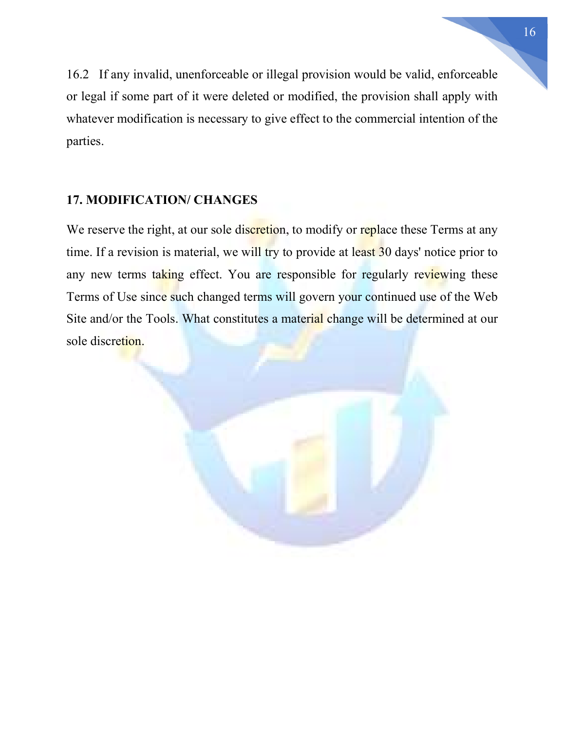16.2 If any invalid, unenforceable or illegal provision would be valid, enforceable or legal if some part of it were deleted or modified, the provision shall apply with whatever modification is necessary to give effect to the commercial intention of the parties.

## 17. MODIFICATION/ CHANGES

We reserve the right, at our sole discretion, to modify or replace these Terms at any time. If a revision is material, we will try to provide at least 30 days' notice prior to any new terms taking effect. You are responsible for regularly reviewing these Terms of Use since such changed terms will govern your continued use of the Web Site and/or the Tools. What constitutes a material change will be determined at our sole discretion.